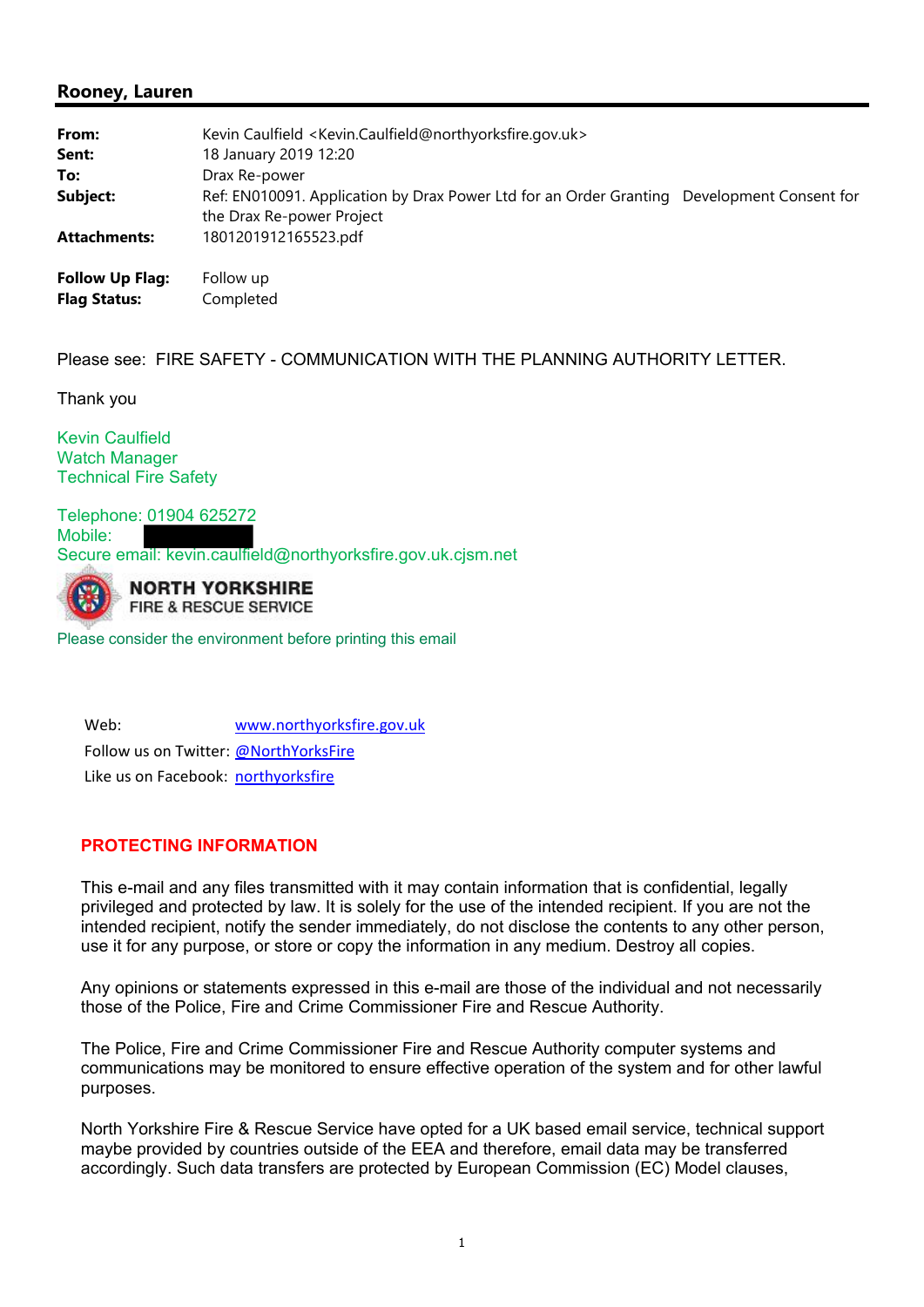## Rooney, Lauren

| | |
|---|---|
| **From:** | Kevin Caulfield <Kevin.Caulfield@northyorksfire.gov.uk> |
| **Sent:** | 18 January 2019 12:20 |
| **To:** | Drax Re-power |
| **Subject:** | Ref: EN010091. Application by Drax Power Ltd for an Order Granting Development Consent for the Drax Re-power Project |
| **Attachments:** | 1801201912165523.pdf |

| | |
|---|---|
| **Follow Up Flag:** | Follow up |
| **Flag Status:** | Completed |

Please see: FIRE SAFETY - COMMUNICATION WITH THE PLANNING AUTHORITY LETTER.

Thank you

Kevin Caulfield
Watch Manager
Technical Fire Safety

Telephone: 01904 625272
Mobile:
Secure email: kevin.caulfield@northyorksfire.gov.uk.cjsm.net

NORTH YORKSHIRE
FIRE & RESCUE SERVICE

Please consider the environment before printing this email

Web: [www.northyorksfire.gov.uk](www.northyorksfire.gov.uk)
Follow us on Twitter: @NorthYorksFire
Like us on Facebook: northyorksfire

**PROTECTING INFORMATION**

This e-mail and any files transmitted with it may contain information that is confidential, legally privileged and protected by law. It is solely for the use of the intended recipient. If you are not the intended recipient, notify the sender immediately, do not disclose the contents to any other person, use it for any purpose, or store or copy the information in any medium. Destroy all copies.

Any opinions or statements expressed in this e-mail are those of the individual and not necessarily those of the Police, Fire and Crime Commissioner Fire and Rescue Authority.

The Police, Fire and Crime Commissioner Fire and Rescue Authority computer systems and communications may be monitored to ensure effective operation of the system and for other lawful purposes.

North Yorkshire Fire & Rescue Service have opted for a UK based email service, technical support maybe provided by countries outside of the EEA and therefore, email data may be transferred accordingly. Such data transfers are protected by European Commission (EC) Model clauses,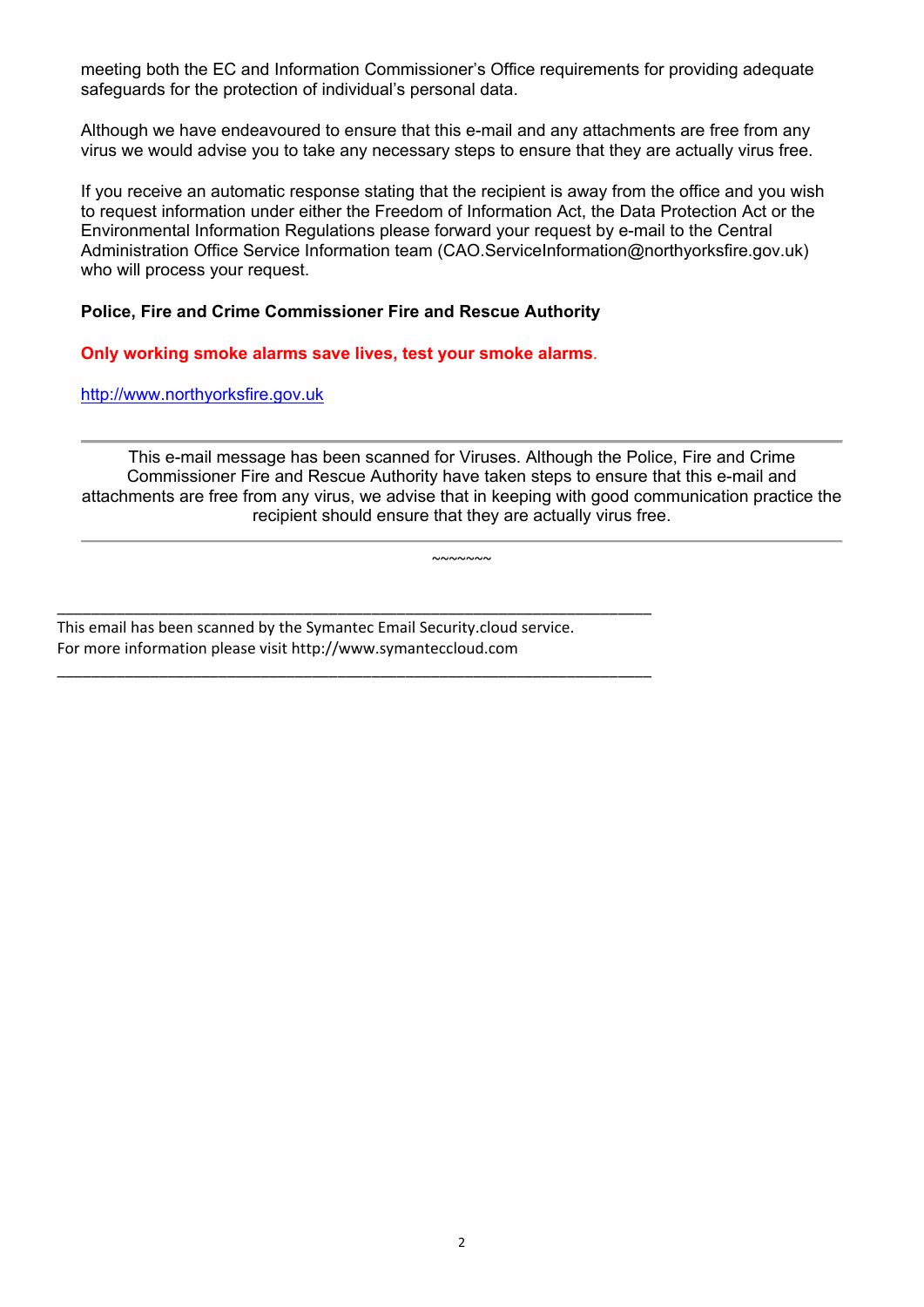meeting both the EC and Information Commissioner's Office requirements for providing adequate safeguards for the protection of individual's personal data.

Although we have endeavoured to ensure that this e-mail and any attachments are free from any virus we would advise you to take any necessary steps to ensure that they are actually virus free.

If you receive an automatic response stating that the recipient is away from the office and you wish to request information under either the Freedom of Information Act, the Data Protection Act or the Environmental Information Regulations please forward your request by e-mail to the Central Administration Office Service Information team (CAO.ServiceInformation@northyorksfire.gov.uk) who will process your request.

**Police, Fire and Crime Commissioner Fire and Rescue Authority**

**Only working smoke alarms save lives, test your smoke alarms**.

http://www.northyorksfire.gov.uk

---

This e-mail message has been scanned for Viruses. Although the Police, Fire and Crime Commissioner Fire and Rescue Authority have taken steps to ensure that this e-mail and attachments are free from any virus, we advise that in keeping with good communication practice the recipient should ensure that they are actually virus free.

---

~~~~~~~

---

This email has been scanned by the Symantec Email Security.cloud service.
For more information please visit http://www.symanteccloud.com

---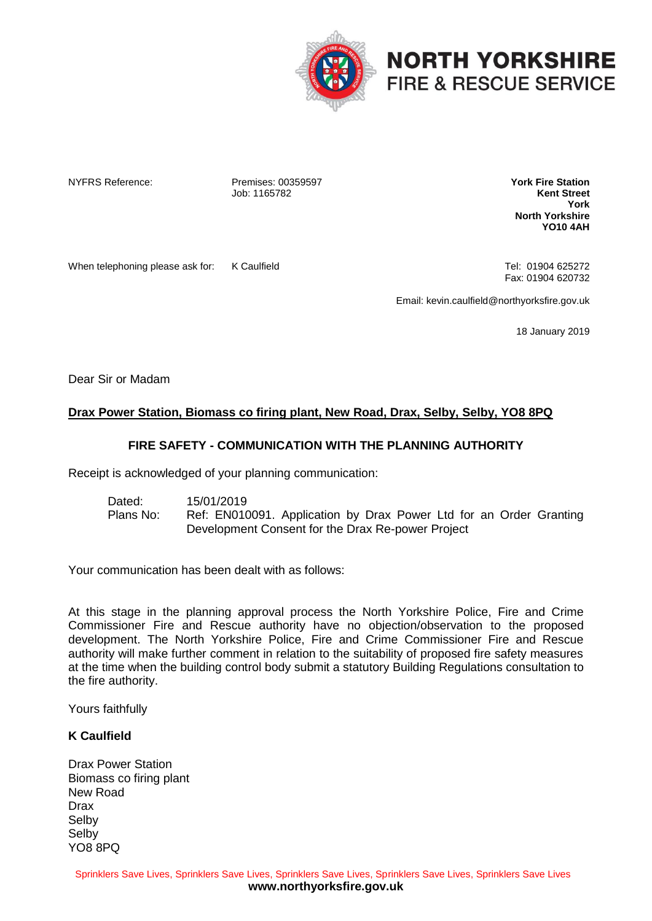# NORTH YORKSHIRE FIRE & RESCUE SERVICE

NYFRS Reference: Premises: 00359597
Job: 1165782

**York Fire Station**
**Kent Street**
**York**
**North Yorkshire**
**YO10 4AH**

When telephoning please ask for: K Caulfield

Tel: 01904 625272
Fax: 01904 620732

Email: kevin.caulfield@northyorksfire.gov.uk

18 January 2019

Dear Sir or Madam

**<u>Drax Power Station, Biomass co firing plant, New Road, Drax, Selby, Selby, YO8 8PQ</u>**

**FIRE SAFETY - COMMUNICATION WITH THE PLANNING AUTHORITY**

Receipt is acknowledged of your planning communication:

Dated: 15/01/2019
Plans No: Ref: EN010091. Application by Drax Power Ltd for an Order Granting Development Consent for the Drax Re-power Project

Your communication has been dealt with as follows:

At this stage in the planning approval process the North Yorkshire Police, Fire and Crime Commissioner Fire and Rescue authority have no objection/observation to the proposed development. The North Yorkshire Police, Fire and Crime Commissioner Fire and Rescue authority will make further comment in relation to the suitability of proposed fire safety measures at the time when the building control body submit a statutory Building Regulations consultation to the fire authority.

Yours faithfully

**K Caulfield**

Drax Power Station
Biomass co firing plant
New Road
Drax
Selby
Selby
YO8 8PQ

Sprinklers Save Lives, Sprinklers Save Lives, Sprinklers Save Lives, Sprinklers Save Lives, Sprinklers Save Lives
**www.northyorksfire.gov.uk**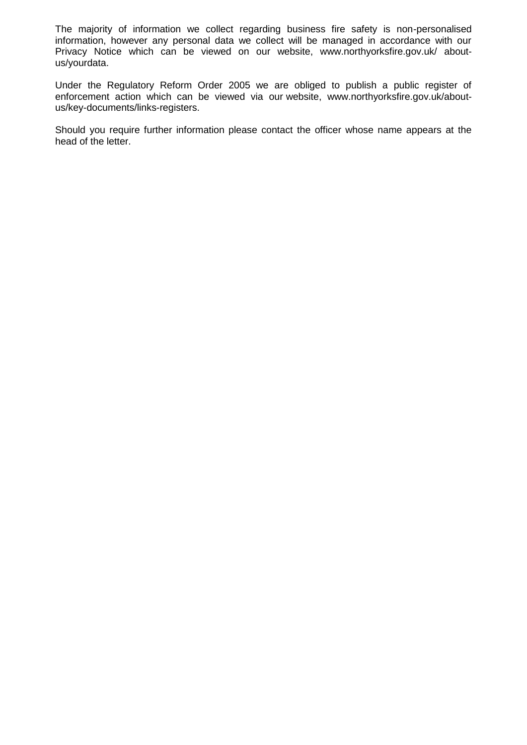The majority of information we collect regarding business fire safety is non-personalised information, however any personal data we collect will be managed in accordance with our Privacy Notice which can be viewed on our website, www.northyorksfire.gov.uk/ about-us/yourdata.

Under the Regulatory Reform Order 2005 we are obliged to publish a public register of enforcement action which can be viewed via our website, www.northyorksfire.gov.uk/about-us/key-documents/links-registers.

Should you require further information please contact the officer whose name appears at the head of the letter.